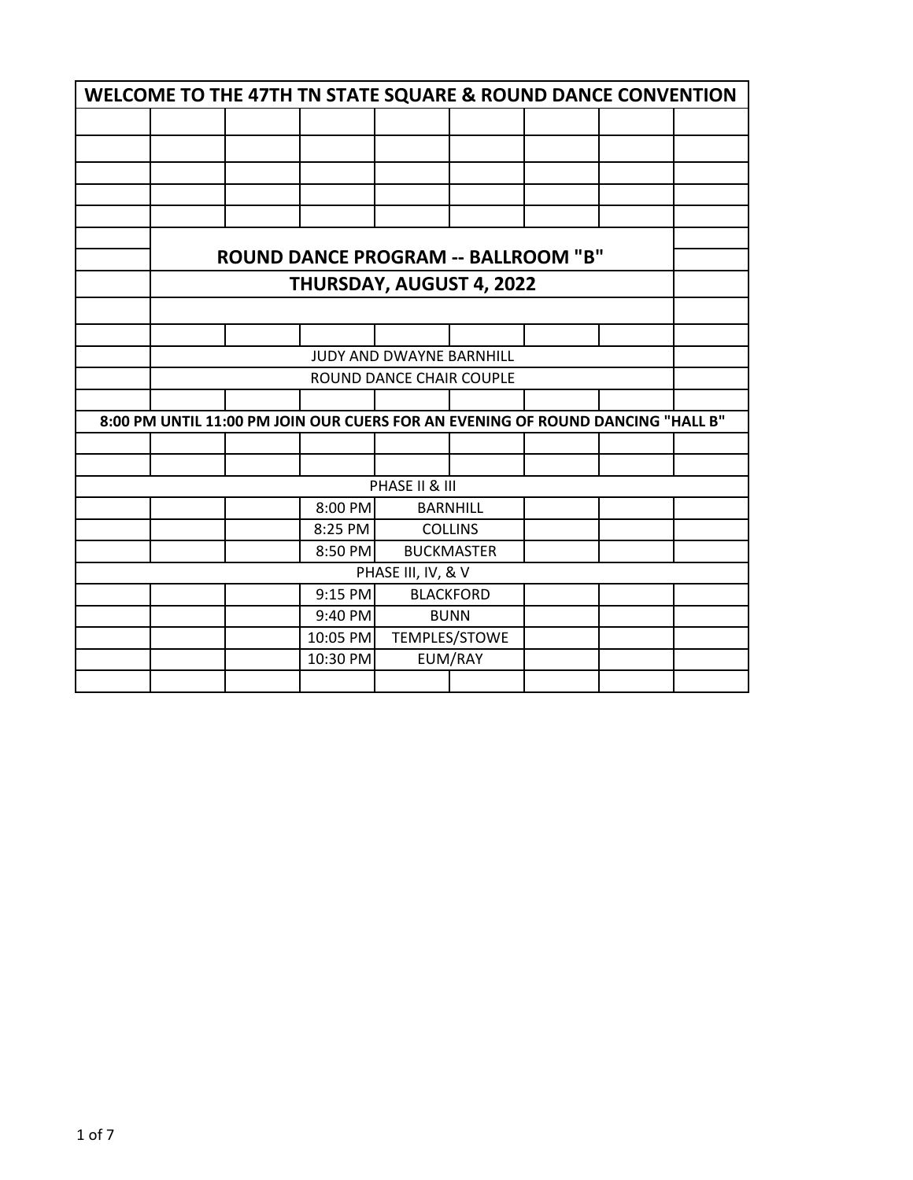# WELCOME TO THE 47TH TN STATE SQUARE & ROUND DANCE CONVENTION

## ROUND DANCE PROGRAM -- BALLROOM "B"

## THURSDAY, AUGUST 4, 2022

JUDY AND DWAYNE BARNHILL

ROUND DANCE CHAIR COUPLE

**8:00 PM UNTIL 11:00 PM JOIN OUR CUERS FOR AN EVENING OF ROUND DANCING "HALL B"**

| Time | Cuer |
|---|---|
| **PHASE II & III** | |
| 8:00 PM | BARNHILL |
| 8:25 PM | COLLINS |
| 8:50 PM | BUCKMASTER |
| **PHASE III, IV, & V** | |
| 9:15 PM | BLACKFORD |
| 9:40 PM | BUNN |
| 10:05 PM | TEMPLES/STOWE |
| 10:30 PM | EUM/RAY |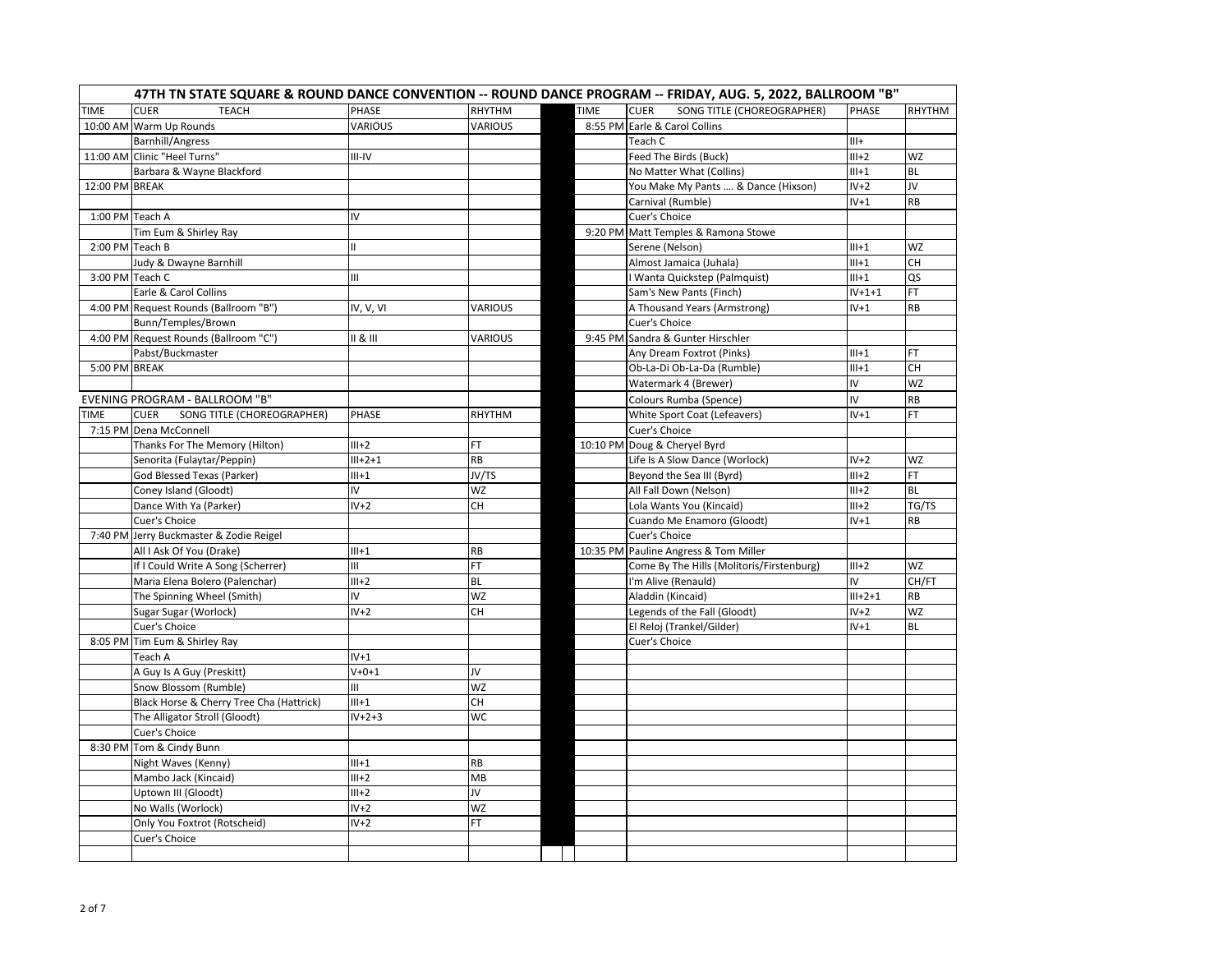# 47TH TN STATE SQUARE & ROUND DANCE CONVENTION -- ROUND DANCE PROGRAM -- FRIDAY, AUG. 5, 2022, BALLROOM "B"

| TIME | CUER TEACH | PHASE | RHYTHM |
|---|---|---|---|
| 10:00 AM | Warm Up Rounds | VARIOUS | VARIOUS |
| | Barnhill/Angress | | |
| 11:00 AM | Clinic "Heel Turns" | III-IV | |
| | Barbara & Wayne Blackford | | |
| 12:00 PM | BREAK | | |
| 1:00 PM | Teach A | IV | |
| | Tim Eum & Shirley Ray | | |
| 2:00 PM | Teach B | II | |
| | Judy & Dwayne Barnhill | | |
| 3:00 PM | Teach C | III | |
| | Earle & Carol Collins | | |
| 4:00 PM | Request Rounds (Ballroom "B") | IV, V, VI | VARIOUS |
| | Bunn/Temples/Brown | | |
| 4:00 PM | Request Rounds (Ballroom "C") | II & III | VARIOUS |
| | Pabst/Buckmaster | | |
| 5:00 PM | BREAK | | |

## EVENING PROGRAM - BALLROOM "B"

| TIME | CUER SONG TITLE (CHOREOGRAPHER) | PHASE | RHYTHM |
|---|---|---|---|
| 7:15 PM | Dena McConnell | | |
| | Thanks For The Memory (Hilton) | III+2 | FT |
| | Senorita (Fulaytar/Peppin) | III+2+1 | RB |
| | God Blessed Texas (Parker) | III+1 | JV/TS |
| | Coney Island (Gloodt) | IV | WZ |
| | Dance With Ya (Parker) | IV+2 | CH |
| | Cuer's Choice | | |
| 7:40 PM | Jerry Buckmaster & Zodie Reigel | | |
| | All I Ask Of You (Drake) | III+1 | RB |
| | If I Could Write A Song (Scherrer) | III | FT |
| | Maria Elena Bolero (Palenchar) | III+2 | BL |
| | The Spinning Wheel (Smith) | IV | WZ |
| | Sugar Sugar (Worlock) | IV+2 | CH |
| | Cuer's Choice | | |
| 8:05 PM | Tim Eum & Shirley Ray | | |
| | Teach A | IV+1 | |
| | A Guy Is A Guy (Preskitt) | V+0+1 | JV |
| | Snow Blossom (Rumble) | III | WZ |
| | Black Horse & Cherry Tree Cha (Hattrick) | III+1 | CH |
| | The Alligator Stroll (Gloodt) | IV+2+3 | WC |
| | Cuer's Choice | | |
| 8:30 PM | Tom & Cindy Bunn | | |
| | Night Waves (Kenny) | III+1 | RB |
| | Mambo Jack (Kincaid) | III+2 | MB |
| | Uptown III (Gloodt) | III+2 | JV |
| | No Walls (Worlock) | IV+2 | WZ |
| | Only You Foxtrot (Rotscheid) | IV+2 | FT |
| | Cuer's Choice | | |
| 8:55 PM | Earle & Carol Collins | | |
| | Teach C | III+ | |
| | Feed The Birds (Buck) | III+2 | WZ |
| | No Matter What (Collins) | III+1 | BL |
| | You Make My Pants .... & Dance (Hixson) | IV+2 | JV |
| | Carnival (Rumble) | IV+1 | RB |
| | Cuer's Choice | | |
| 9:20 PM | Matt Temples & Ramona Stowe | | |
| | Serene (Nelson) | III+1 | WZ |
| | Almost Jamaica (Juhala) | III+1 | CH |
| | I Wanta Quickstep (Palmquist) | III+1 | QS |
| | Sam's New Pants (Finch) | IV+1+1 | FT |
| | A Thousand Years (Armstrong) | IV+1 | RB |
| | Cuer's Choice | | |
| 9:45 PM | Sandra & Gunter Hirschler | | |
| | Any Dream Foxtrot (Pinks) | III+1 | FT |
| | Ob-La-Di Ob-La-Da (Rumble) | III+1 | CH |
| | Watermark 4 (Brewer) | IV | WZ |
| | Colours Rumba (Spence) | IV | RB |
| | White Sport Coat (Lefeavers) | IV+1 | FT |
| | Cuer's Choice | | |
| 10:10 PM | Doug & Cheryel Byrd | | |
| | Life Is A Slow Dance (Worlock) | IV+2 | WZ |
| | Beyond the Sea III (Byrd) | III+2 | FT |
| | All Fall Down (Nelson) | III+2 | BL |
| | Lola Wants You (Kincaid) | III+2 | TG/TS |
| | Cuando Me Enamoro (Gloodt) | IV+1 | RB |
| | Cuer's Choice | | |
| 10:35 PM | Pauline Angress & Tom Miller | | |
| | Come By The Hills (Molitoris/Firstenburg) | III+2 | WZ |
| | I'm Alive (Renauld) | IV | CH/FT |
| | Aladdin (Kincaid) | III+2+1 | RB |
| | Legends of the Fall (Gloodt) | IV+2 | WZ |
| | El Reloj (Trankel/Gilder) | IV+1 | BL |
| | Cuer's Choice | | |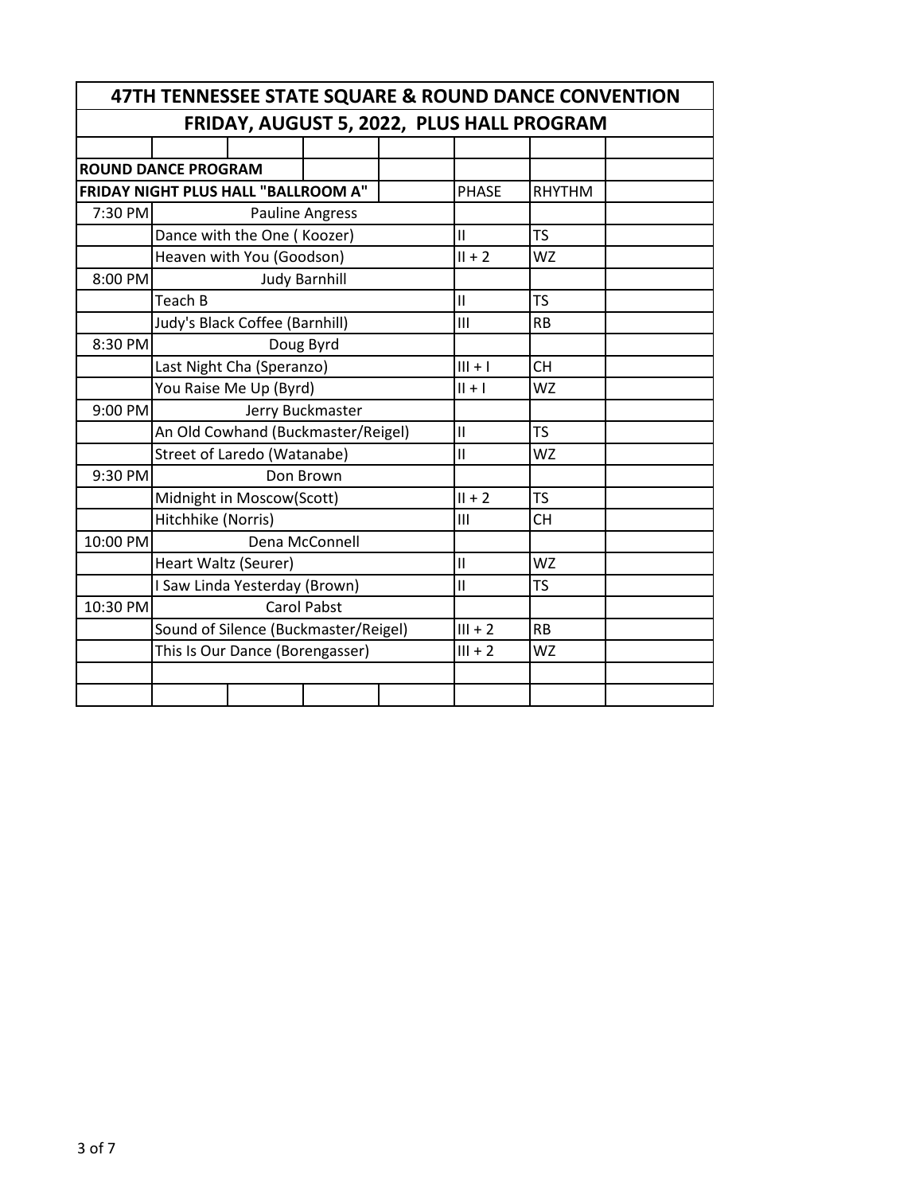# 47TH TENNESSEE STATE SQUARE & ROUND DANCE CONVENTION

## FRIDAY, AUGUST 5, 2022, PLUS HALL PROGRAM

**ROUND DANCE PROGRAM**

| FRIDAY NIGHT PLUS HALL "BALLROOM A" | | PHASE | RHYTHM |
|---|---|---|---|
| 7:30 PM | Pauline Angress | | |
| | Dance with the One ( Koozer) | II | TS |
| | Heaven with You (Goodson) | II + 2 | WZ |
| 8:00 PM | Judy Barnhill | | |
| | Teach B | II | TS |
| | Judy's Black Coffee (Barnhill) | III | RB |
| 8:30 PM | Doug Byrd | | |
| | Last Night Cha (Speranzo) | III + I | CH |
| | You Raise Me Up (Byrd) | II + I | WZ |
| 9:00 PM | Jerry Buckmaster | | |
| | An Old Cowhand (Buckmaster/Reigel) | II | TS |
| | Street of Laredo (Watanabe) | II | WZ |
| 9:30 PM | Don Brown | | |
| | Midnight in Moscow(Scott) | II + 2 | TS |
| | Hitchhike (Norris) | III | CH |
| 10:00 PM | Dena McConnell | | |
| | Heart Waltz (Seurer) | II | WZ |
| | I Saw Linda Yesterday (Brown) | II | TS |
| 10:30 PM | Carol Pabst | | |
| | Sound of Silence (Buckmaster/Reigel) | III + 2 | RB |
| | This Is Our Dance (Borengasser) | III + 2 | WZ |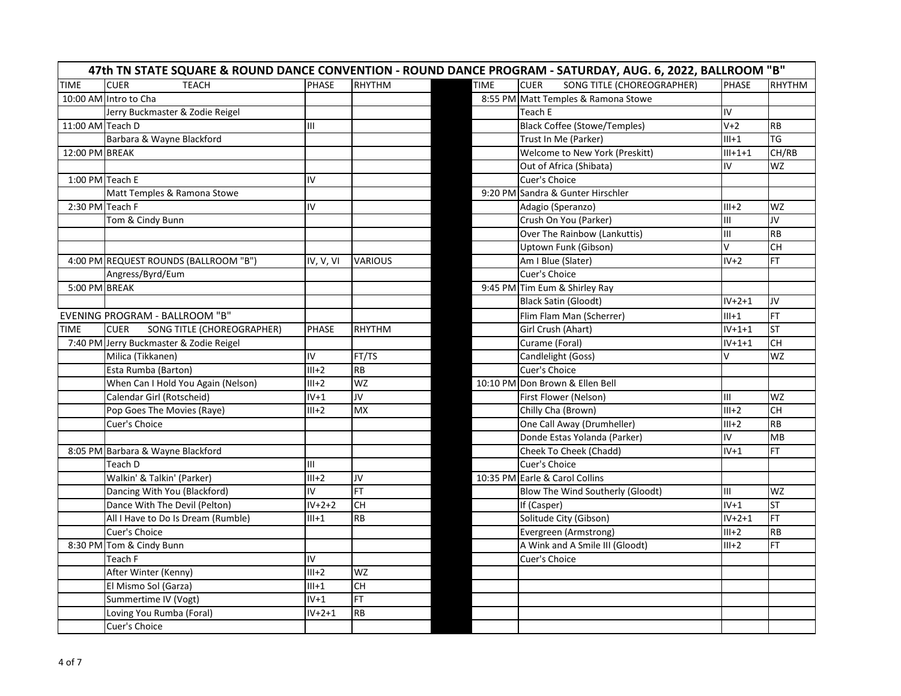# 47th TN STATE SQUARE & ROUND DANCE CONVENTION - ROUND DANCE PROGRAM - SATURDAY, AUG. 6, 2022, BALLROOM "B"

| TIME | CUER / TEACH | PHASE | RHYTHM |
|---|---|---|---|
| 10:00 AM | Intro to Cha | | |
| | Jerry Buckmaster & Zodie Reigel | | |
| 11:00 AM | Teach D | III | |
| | Barbara & Wayne Blackford | | |
| 12:00 PM | BREAK | | |
| | | | |
| 1:00 PM | Teach E | IV | |
| | Matt Temples & Ramona Stowe | | |
| 2:30 PM | Teach F | IV | |
| | Tom & Cindy Bunn | | |
| | | | |
| | | | |
| 4:00 PM | REQUEST ROUNDS (BALLROOM "B") | IV, V, VI | VARIOUS |
| | Angress/Byrd/Eum | | |
| 5:00 PM | BREAK | | |

## EVENING PROGRAM - BALLROOM "B"

| TIME | CUER / SONG TITLE (CHOREOGRAPHER) | PHASE | RHYTHM |
|---|---|---|---|
| 7:40 PM | Jerry Buckmaster & Zodie Reigel | | |
| | Milica (Tikkanen) | IV | FT/TS |
| | Esta Rumba (Barton) | III+2 | RB |
| | When Can I Hold You Again (Nelson) | III+2 | WZ |
| | Calendar Girl (Rotscheid) | IV+1 | JV |
| | Pop Goes The Movies (Raye) | III+2 | MX |
| | Cuer's Choice | | |
| | | | |
| 8:05 PM | Barbara & Wayne Blackford | | |
| | Teach D | III | |
| | Walkin' & Talkin' (Parker) | III+2 | JV |
| | Dancing With You (Blackford) | IV | FT |
| | Dance With The Devil (Pelton) | IV+2+2 | CH |
| | All I Have to Do Is Dream (Rumble) | III+1 | RB |
| | Cuer's Choice | | |
| 8:30 PM | Tom & Cindy Bunn | | |
| | Teach F | IV | |
| | After Winter (Kenny) | III+2 | WZ |
| | El Mismo Sol (Garza) | III+1 | CH |
| | Summertime IV (Vogt) | IV+1 | FT |
| | Loving You Rumba (Foral) | IV+2+1 | RB |
| | Cuer's Choice | | |
| 8:55 PM | Matt Temples & Ramona Stowe | | |
| | Teach E | IV | |
| | Black Coffee (Stowe/Temples) | V+2 | RB |
| | Trust In Me (Parker) | III+1 | TG |
| | Welcome to New York (Preskitt) | III+1+1 | CH/RB |
| | Out of Africa (Shibata) | IV | WZ |
| | Cuer's Choice | | |
| 9:20 PM | Sandra & Gunter Hirschler | | |
| | Adagio (Speranzo) | III+2 | WZ |
| | Crush On You (Parker) | III | JV |
| | Over The Rainbow (Lankuttis) | III | RB |
| | Uptown Funk (Gibson) | V | CH |
| | Am I Blue (Slater) | IV+2 | FT |
| | Cuer's Choice | | |
| 9:45 PM | Tim Eum & Shirley Ray | | |
| | Black Satin (Gloodt) | IV+2+1 | JV |
| | Flim Flam Man (Scherrer) | III+1 | FT |
| | Girl Crush (Ahart) | IV+1+1 | ST |
| | Curame (Foral) | IV+1+1 | CH |
| | Candlelight (Goss) | V | WZ |
| | Cuer's Choice | | |
| 10:10 PM | Don Brown & Ellen Bell | | |
| | First Flower (Nelson) | III | WZ |
| | Chilly Cha (Brown) | III+2 | CH |
| | One Call Away (Drumheller) | III+2 | RB |
| | Donde Estas Yolanda (Parker) | IV | MB |
| | Cheek To Cheek (Chadd) | IV+1 | FT |
| | Cuer's Choice | | |
| 10:35 PM | Earle & Carol Collins | | |
| | Blow The Wind Southerly (Gloodt) | III | WZ |
| | If (Casper) | IV+1 | ST |
| | Solitude City (Gibson) | IV+2+1 | FT |
| | Evergreen (Armstrong) | III+2 | RB |
| | A Wink and A Smile III (Gloodt) | III+2 | FT |
| | Cuer's Choice | | |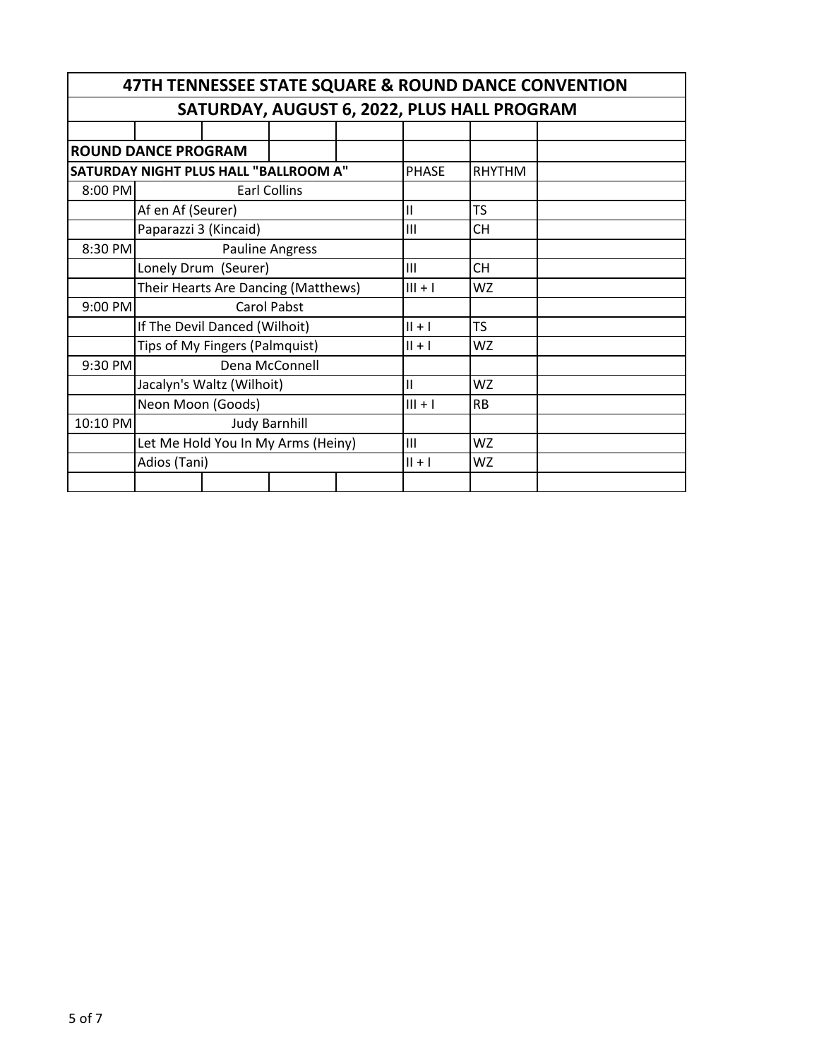# 47TH TENNESSEE STATE SQUARE & ROUND DANCE CONVENTION

## SATURDAY, AUGUST 6, 2022, PLUS HALL PROGRAM

**ROUND DANCE PROGRAM**

| SATURDAY NIGHT PLUS HALL "BALLROOM A" | | PHASE | RHYTHM |
|---|---|---|---|
| 8:00 PM | Earl Collins | | |
| | Af en Af (Seurer) | II | TS |
| | Paparazzi 3 (Kincaid) | III | CH |
| 8:30 PM | Pauline Angress | | |
| | Lonely Drum (Seurer) | III | CH |
| | Their Hearts Are Dancing (Matthews) | III + I | WZ |
| 9:00 PM | Carol Pabst | | |
| | If The Devil Danced (Wilhoit) | II + I | TS |
| | Tips of My Fingers (Palmquist) | II + I | WZ |
| 9:30 PM | Dena McConnell | | |
| | Jacalyn's Waltz (Wilhoit) | II | WZ |
| | Neon Moon (Goods) | III + I | RB |
| 10:10 PM | Judy Barnhill | | |
| | Let Me Hold You In My Arms (Heiny) | III | WZ |
| | Adios (Tani) | II + I | WZ |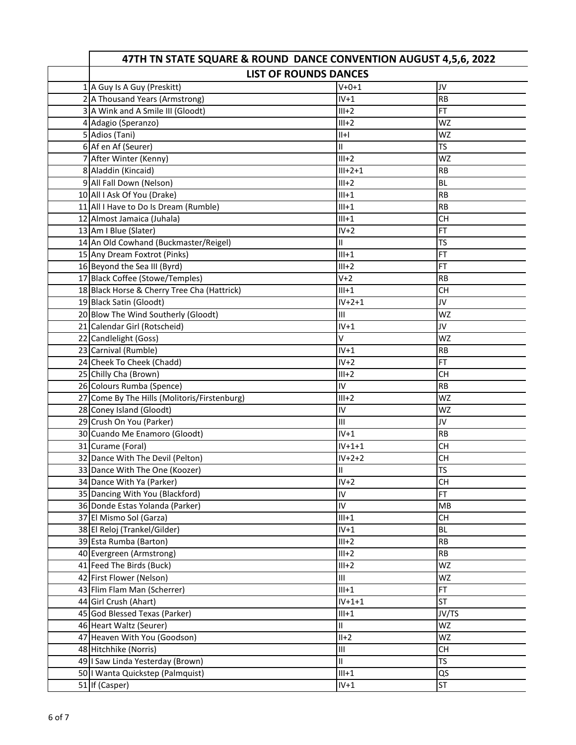# 47TH TN STATE SQUARE & ROUND DANCE CONVENTION AUGUST 4,5,6, 2022

## LIST OF ROUNDS DANCES

| # | Dance | Phase | Rhythm |
|---|---|---|---|
| 1 | A Guy Is A Guy (Preskitt) | V+0+1 | JV |
| 2 | A Thousand Years (Armstrong) | IV+1 | RB |
| 3 | A Wink and A Smile III (Gloodt) | III+2 | FT |
| 4 | Adagio (Speranzo) | III+2 | WZ |
| 5 | Adios (Tani) | II+I | WZ |
| 6 | Af en Af (Seurer) | II | TS |
| 7 | After Winter (Kenny) | III+2 | WZ |
| 8 | Aladdin (Kincaid) | III+2+1 | RB |
| 9 | All Fall Down (Nelson) | III+2 | BL |
| 10 | All I Ask Of You (Drake) | III+1 | RB |
| 11 | All I Have to Do Is Dream (Rumble) | III+1 | RB |
| 12 | Almost Jamaica (Juhala) | III+1 | CH |
| 13 | Am I Blue (Slater) | IV+2 | FT |
| 14 | An Old Cowhand (Buckmaster/Reigel) | II | TS |
| 15 | Any Dream Foxtrot (Pinks) | III+1 | FT |
| 16 | Beyond the Sea III (Byrd) | III+2 | FT |
| 17 | Black Coffee (Stowe/Temples) | V+2 | RB |
| 18 | Black Horse & Cherry Tree Cha (Hattrick) | III+1 | CH |
| 19 | Black Satin (Gloodt) | IV+2+1 | JV |
| 20 | Blow The Wind Southerly (Gloodt) | III | WZ |
| 21 | Calendar Girl (Rotscheid) | IV+1 | JV |
| 22 | Candlelight (Goss) | V | WZ |
| 23 | Carnival (Rumble) | IV+1 | RB |
| 24 | Cheek To Cheek (Chadd) | IV+2 | FT |
| 25 | Chilly Cha (Brown) | III+2 | CH |
| 26 | Colours Rumba (Spence) | IV | RB |
| 27 | Come By The Hills (Molitoris/Firstenburg) | III+2 | WZ |
| 28 | Coney Island (Gloodt) | IV | WZ |
| 29 | Crush On You (Parker) | III | JV |
| 30 | Cuando Me Enamoro (Gloodt) | IV+1 | RB |
| 31 | Curame (Foral) | IV+1+1 | CH |
| 32 | Dance With The Devil (Pelton) | IV+2+2 | CH |
| 33 | Dance With The One (Koozer) | II | TS |
| 34 | Dance With Ya (Parker) | IV+2 | CH |
| 35 | Dancing With You (Blackford) | IV | FT |
| 36 | Donde Estas Yolanda (Parker) | IV | MB |
| 37 | El Mismo Sol (Garza) | III+1 | CH |
| 38 | El Reloj (Trankel/Gilder) | IV+1 | BL |
| 39 | Esta Rumba (Barton) | III+2 | RB |
| 40 | Evergreen (Armstrong) | III+2 | RB |
| 41 | Feed The Birds (Buck) | III+2 | WZ |
| 42 | First Flower (Nelson) | III | WZ |
| 43 | Flim Flam Man (Scherrer) | III+1 | FT |
| 44 | Girl Crush (Ahart) | IV+1+1 | ST |
| 45 | God Blessed Texas (Parker) | III+1 | JV/TS |
| 46 | Heart Waltz (Seurer) | II | WZ |
| 47 | Heaven With You (Goodson) | II+2 | WZ |
| 48 | Hitchhike (Norris) | III | CH |
| 49 | I Saw Linda Yesterday (Brown) | II | TS |
| 50 | I Wanta Quickstep (Palmquist) | III+1 | QS |
| 51 | If (Casper) | IV+1 | ST |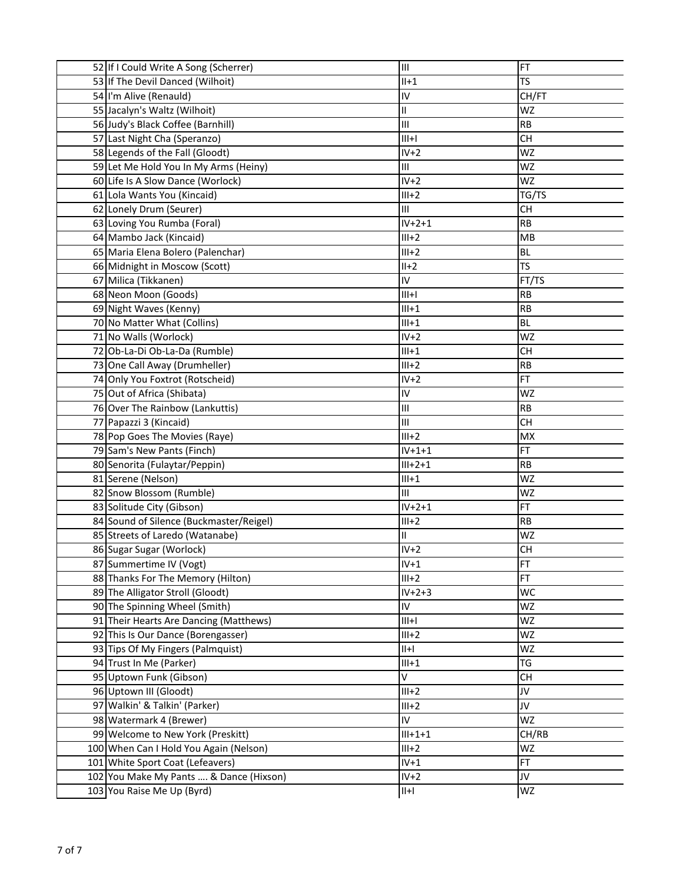| | | | |
|---|---|---|---|
| 52 | If I Could Write A Song (Scherrer) | III | FT |
| 53 | If The Devil Danced (Wilhoit) | II+1 | TS |
| 54 | I'm Alive (Renauld) | IV | CH/FT |
| 55 | Jacalyn's Waltz (Wilhoit) | II | WZ |
| 56 | Judy's Black Coffee (Barnhill) | III | RB |
| 57 | Last Night Cha (Speranzo) | III+I | CH |
| 58 | Legends of the Fall (Gloodt) | IV+2 | WZ |
| 59 | Let Me Hold You In My Arms (Heiny) | III | WZ |
| 60 | Life Is A Slow Dance (Worlock) | IV+2 | WZ |
| 61 | Lola Wants You (Kincaid) | III+2 | TG/TS |
| 62 | Lonely Drum (Seurer) | III | CH |
| 63 | Loving You Rumba (Foral) | IV+2+1 | RB |
| 64 | Mambo Jack (Kincaid) | III+2 | MB |
| 65 | Maria Elena Bolero (Palenchar) | III+2 | BL |
| 66 | Midnight in Moscow (Scott) | II+2 | TS |
| 67 | Milica (Tikkanen) | IV | FT/TS |
| 68 | Neon Moon (Goods) | III+I | RB |
| 69 | Night Waves (Kenny) | III+1 | RB |
| 70 | No Matter What (Collins) | III+1 | BL |
| 71 | No Walls (Worlock) | IV+2 | WZ |
| 72 | Ob-La-Di Ob-La-Da (Rumble) | III+1 | CH |
| 73 | One Call Away (Drumheller) | III+2 | RB |
| 74 | Only You Foxtrot (Rotscheid) | IV+2 | FT |
| 75 | Out of Africa (Shibata) | IV | WZ |
| 76 | Over The Rainbow (Lankuttis) | III | RB |
| 77 | Papazzi 3 (Kincaid) | III | CH |
| 78 | Pop Goes The Movies (Raye) | III+2 | MX |
| 79 | Sam's New Pants (Finch) | IV+1+1 | FT |
| 80 | Senorita (Fulaytar/Peppin) | III+2+1 | RB |
| 81 | Serene (Nelson) | III+1 | WZ |
| 82 | Snow Blossom (Rumble) | III | WZ |
| 83 | Solitude City (Gibson) | IV+2+1 | FT |
| 84 | Sound of Silence (Buckmaster/Reigel) | III+2 | RB |
| 85 | Streets of Laredo (Watanabe) | II | WZ |
| 86 | Sugar Sugar (Worlock) | IV+2 | CH |
| 87 | Summertime IV (Vogt) | IV+1 | FT |
| 88 | Thanks For The Memory (Hilton) | III+2 | FT |
| 89 | The Alligator Stroll (Gloodt) | IV+2+3 | WC |
| 90 | The Spinning Wheel (Smith) | IV | WZ |
| 91 | Their Hearts Are Dancing (Matthews) | III+I | WZ |
| 92 | This Is Our Dance (Borengasser) | III+2 | WZ |
| 93 | Tips Of My Fingers (Palmquist) | II+I | WZ |
| 94 | Trust In Me (Parker) | III+1 | TG |
| 95 | Uptown Funk (Gibson) | V | CH |
| 96 | Uptown III (Gloodt) | III+2 | JV |
| 97 | Walkin' & Talkin' (Parker) | III+2 | JV |
| 98 | Watermark 4 (Brewer) | IV | WZ |
| 99 | Welcome to New York (Preskitt) | III+1+1 | CH/RB |
| 100 | When Can I Hold You Again (Nelson) | III+2 | WZ |
| 101 | White Sport Coat (Lefeavers) | IV+1 | FT |
| 102 | You Make My Pants .... & Dance (Hixson) | IV+2 | JV |
| 103 | You Raise Me Up (Byrd) | II+I | WZ |